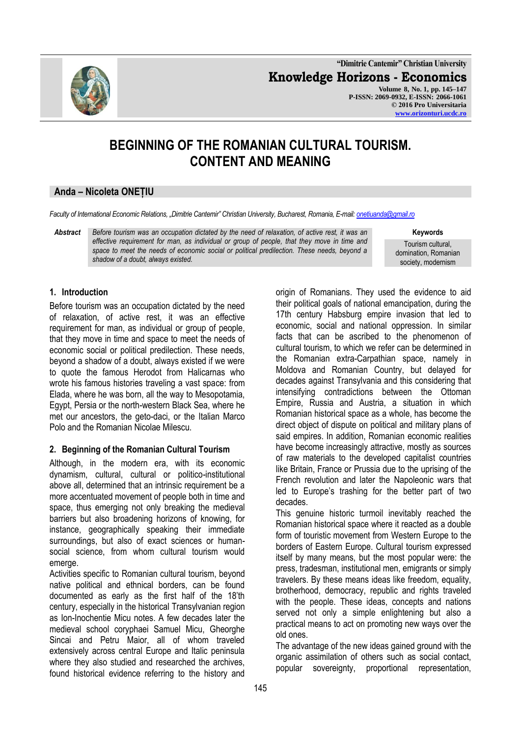# BEGINNING OF THE ROMANIAN CULTURAL TOURISM. CONTENT AND MEANING

## Anda – Nicoleta ONEȚIU

*Faculty of International Economic Relations, „Dimitrie Cantemir" Christian University, Bucharest, Romania, E-mail: onetiuanda@gmail.ro*

**Abstract** *Before tourism was an occupation dictated by the need of relaxation, of active rest, it was an effective requirement for man, as individual or group of people, that they move in time and space to meet the needs of economic social or political predilection. These needs, beyond a shadow of a doubt, always existed.*

**Keywords**
Tourism cultural, domination, Romanian society, modernism

### 1. Introduction

Before tourism was an occupation dictated by the need of relaxation, of active rest, it was an effective requirement for man, as individual or group of people, that they move in time and space to meet the needs of economic social or political predilection. These needs, beyond a shadow of a doubt, always existed if we were to quote the famous Herodot from Halicarnas who wrote his famous histories traveling a vast space: from Elada, where he was born, all the way to Mesopotamia, Egypt, Persia or the north-western Black Sea, where he met our ancestors, the geto-daci, or the Italian Marco Polo and the Romanian Nicolae Milescu.

### 2. Beginning of the Romanian Cultural Tourism

Although, in the modern era, with its economic dynamism, cultural, cultural or politico-institutional above all, determined that an intrinsic requirement be a more accentuated movement of people both in time and space, thus emerging not only breaking the medieval barriers but also broadening horizons of knowing, for instance, geographically speaking their immediate surroundings, but also of exact sciences or human-social science, from whom cultural tourism would emerge.

Activities specific to Romanian cultural tourism, beyond native political and ethnical borders, can be found documented as early as the first half of the 18'th century, especially in the historical Transylvanian region as Ion-Inochentie Micu notes. A few decades later the medieval school coryphaei Samuel Micu, Gheorghe Sincai and Petru Maior, all of whom traveled extensively across central Europe and Italic peninsula where they also studied and researched the archives, found historical evidence referring to the history and origin of Romanians. They used the evidence to aid their political goals of national emancipation, during the 17th century Habsburg empire invasion that led to economic, social and national oppression. In similar facts that can be ascribed to the phenomenon of cultural tourism, to which we refer can be determined in the Romanian extra-Carpathian space, namely in Moldova and Romanian Country, but delayed for decades against Transylvania and this considering that intensifying contradictions between the Ottoman Empire, Russia and Austria, a situation in which Romanian historical space as a whole, has become the direct object of dispute on political and military plans of said empires. In addition, Romanian economic realities have become increasingly attractive, mostly as sources of raw materials to the developed capitalist countries like Britain, France or Prussia due to the uprising of the French revolution and later the Napoleonic wars that led to Europe's trashing for the better part of two decades.

This genuine historic turmoil inevitably reached the Romanian historical space where it reacted as a double form of touristic movement from Western Europe to the borders of Eastern Europe. Cultural tourism expressed itself by many means, but the most popular were: the press, tradesman, institutional men, emigrants or simply travelers. By these means ideas like freedom, equality, brotherhood, democracy, republic and rights traveled with the people. These ideas, concepts and nations served not only a simple enlightening but also a practical means to act on promoting new ways over the old ones.

The advantage of the new ideas gained ground with the organic assimilation of others such as social contact, popular sovereignty, proportional representation,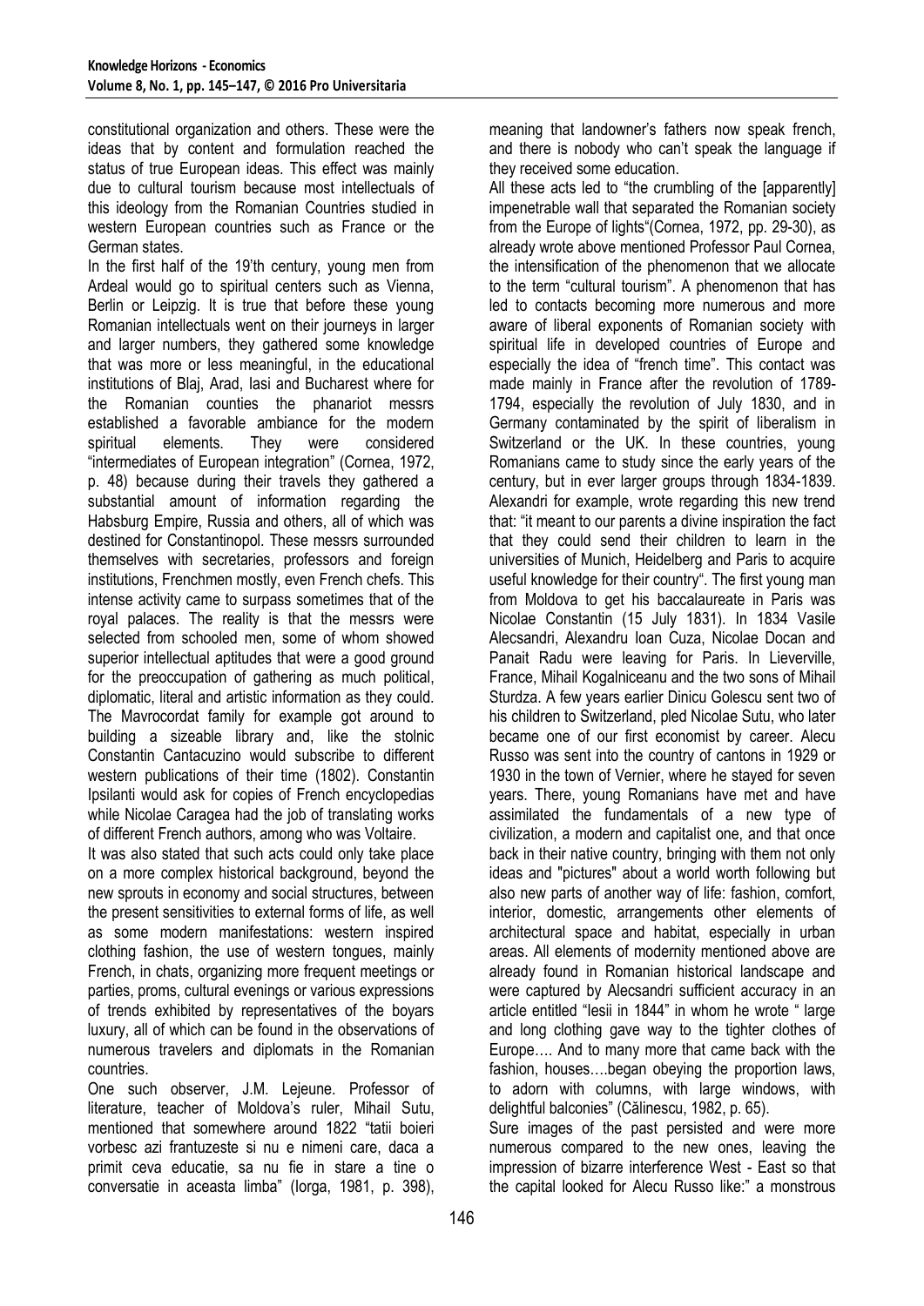constitutional organization and others. These were the ideas that by content and formulation reached the status of true European ideas. This effect was mainly due to cultural tourism because most intellectuals of this ideology from the Romanian Countries studied in western European countries such as France or the German states.

In the first half of the 19'th century, young men from Ardeal would go to spiritual centers such as Vienna, Berlin or Leipzig. It is true that before these young Romanian intellectuals went on their journeys in larger and larger numbers, they gathered some knowledge that was more or less meaningful, in the educational institutions of Blaj, Arad, Iasi and Bucharest where for the Romanian counties the phanariot messrs established a favorable ambiance for the modern spiritual elements. They were considered "intermediates of European integration" (Cornea, 1972, p. 48) because during their travels they gathered a substantial amount of information regarding the Habsburg Empire, Russia and others, all of which was destined for Constantinopol. These messrs surrounded themselves with secretaries, professors and foreign institutions, Frenchmen mostly, even French chefs. This intense activity came to surpass sometimes that of the royal palaces. The reality is that the messrs were selected from schooled men, some of whom showed superior intellectual aptitudes that were a good ground for the preoccupation of gathering as much political, diplomatic, literal and artistic information as they could. The Mavrocordat family for example got around to building a sizeable library and, like the stolnic Constantin Cantacuzino would subscribe to different western publications of their time (1802). Constantin Ipsilanti would ask for copies of French encyclopedias while Nicolae Caragea had the job of translating works of different French authors, among who was Voltaire.

It was also stated that such acts could only take place on a more complex historical background, beyond the new sprouts in economy and social structures, between the present sensitivities to external forms of life, as well as some modern manifestations: western inspired clothing fashion, the use of western tongues, mainly French, in chats, organizing more frequent meetings or parties, proms, cultural evenings or various expressions of trends exhibited by representatives of the boyars luxury, all of which can be found in the observations of numerous travelers and diplomats in the Romanian countries.

One such observer, J.M. Lejeune. Professor of literature, teacher of Moldova's ruler, Mihail Sutu, mentioned that somewhere around 1822 "tatii boieri vorbesc azi frantuzeste si nu e nimeni care, daca a primit ceva educatie, sa nu fie in stare a tine o conversatie in aceasta limba" (Iorga, 1981, p. 398), meaning that landowner's fathers now speak french, and there is nobody who can't speak the language if they received some education.

All these acts led to "the crumbling of the [apparently] impenetrable wall that separated the Romanian society from the Europe of lights"(Cornea, 1972, pp. 29-30), as already wrote above mentioned Professor Paul Cornea, the intensification of the phenomenon that we allocate to the term "cultural tourism". A phenomenon that has led to contacts becoming more numerous and more aware of liberal exponents of Romanian society with spiritual life in developed countries of Europe and especially the idea of "french time". This contact was made mainly in France after the revolution of 1789-1794, especially the revolution of July 1830, and in Germany contaminated by the spirit of liberalism in Switzerland or the UK. In these countries, young Romanians came to study since the early years of the century, but in ever larger groups through 1834-1839. Alexandri for example, wrote regarding this new trend that: "it meant to our parents a divine inspiration the fact that they could send their children to learn in the universities of Munich, Heidelberg and Paris to acquire useful knowledge for their country". The first young man from Moldova to get his baccalaureate in Paris was Nicolae Constantin (15 July 1831). In 1834 Vasile Alecsandri, Alexandru Ioan Cuza, Nicolae Docan and Panait Radu were leaving for Paris. In Lieverville, France, Mihail Kogalniceanu and the two sons of Mihail Sturdza. A few years earlier Dinicu Golescu sent two of his children to Switzerland, pled Nicolae Sutu, who later became one of our first economist by career. Alecu Russo was sent into the country of cantons in 1929 or 1930 in the town of Vernier, where he stayed for seven years. There, young Romanians have met and have assimilated the fundamentals of a new type of civilization, a modern and capitalist one, and that once back in their native country, bringing with them not only ideas and "pictures" about a world worth following but also new parts of another way of life: fashion, comfort, interior, domestic, arrangements other elements of architectural space and habitat, especially in urban areas. All elements of modernity mentioned above are already found in Romanian historical landscape and were captured by Alecsandri sufficient accuracy in an article entitled "Iesii in 1844" in whom he wrote " large and long clothing gave way to the tighter clothes of Europe…. And to many more that came back with the fashion, houses….began obeying the proportion laws, to adorn with columns, with large windows, with delightful balconies" (Călinescu, 1982, p. 65).

Sure images of the past persisted and were more numerous compared to the new ones, leaving the impression of bizarre interference West - East so that the capital looked for Alecu Russo like:" a monstrous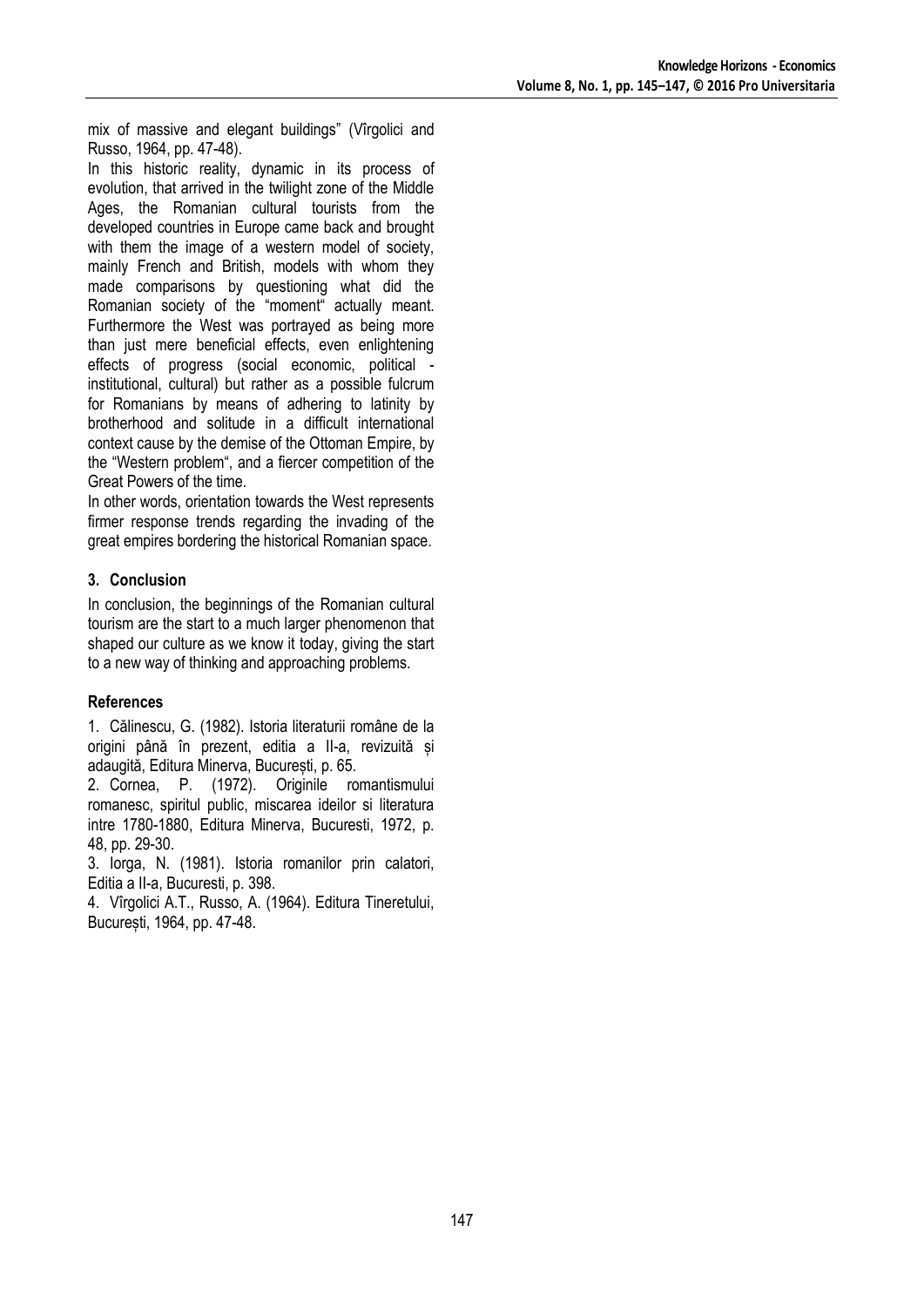mix of massive and elegant buildings" (Vîrgolici and Russo, 1964, pp. 47-48).

In this historic reality, dynamic in its process of evolution, that arrived in the twilight zone of the Middle Ages, the Romanian cultural tourists from the developed countries in Europe came back and brought with them the image of a western model of society, mainly French and British, models with whom they made comparisons by questioning what did the Romanian society of the "moment" actually meant. Furthermore the West was portrayed as being more than just mere beneficial effects, even enlightening effects of progress (social economic, political - institutional, cultural) but rather as a possible fulcrum for Romanians by means of adhering to latinity by brotherhood and solitude in a difficult international context cause by the demise of the Ottoman Empire, by the "Western problem", and a fiercer competition of the Great Powers of the time.

In other words, orientation towards the West represents firmer response trends regarding the invading of the great empires bordering the historical Romanian space.

## 3. Conclusion

In conclusion, the beginnings of the Romanian cultural tourism are the start to a much larger phenomenon that shaped our culture as we know it today, giving the start to a new way of thinking and approaching problems.

## References

1. Călinescu, G. (1982). Istoria literaturii române de la origini până în prezent, editia a II-a, revizuită și adaugită, Editura Minerva, București, p. 65.
2. Cornea, P. (1972). Originile romantismului romanesc, spiritul public, miscarea ideilor si literatura intre 1780-1880, Editura Minerva, Bucuresti, 1972, p. 48, pp. 29-30.
3. Iorga, N. (1981). Istoria romanilor prin calatori, Editia a II-a, Bucuresti, p. 398.
4. Vîrgolici A.T., Russo, A. (1964). Editura Tineretului, București, 1964, pp. 47-48.